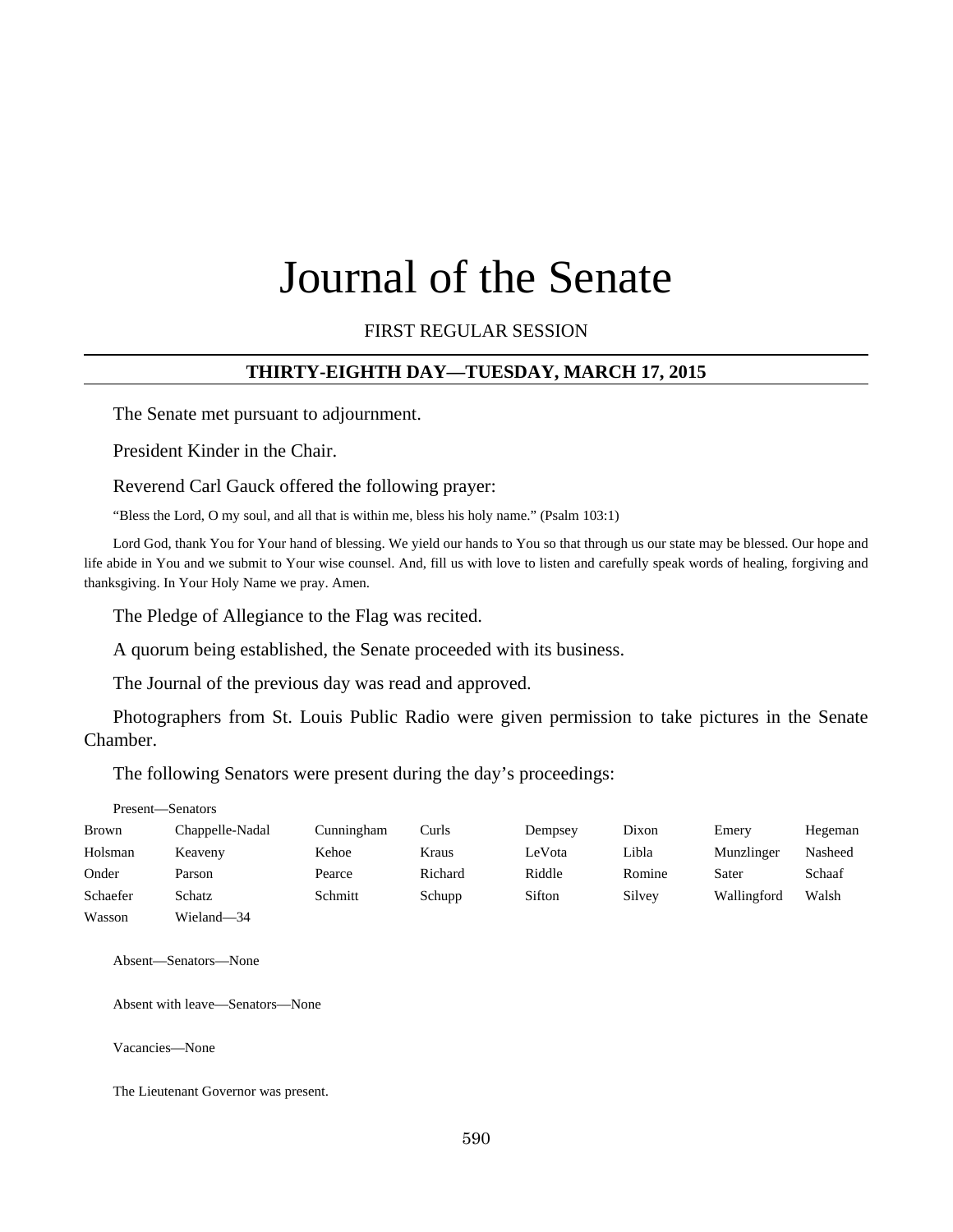# Journal of the Senate

FIRST REGULAR SESSION

**THIRTY-EIGHTH DAY—TUESDAY, MARCH 17, 2015**

The Senate met pursuant to adjournment.

President Kinder in the Chair.

Reverend Carl Gauck offered the following prayer:

"Bless the Lord, O my soul, and all that is within me, bless his holy name." (Psalm 103:1)

Lord God, thank You for Your hand of blessing. We yield our hands to You so that through us our state may be blessed. Our hope and life abide in You and we submit to Your wise counsel. And, fill us with love to listen and carefully speak words of healing, forgiving and thanksgiving. In Your Holy Name we pray. Amen.

The Pledge of Allegiance to the Flag was recited.

A quorum being established, the Senate proceeded with its business.

The Journal of the previous day was read and approved.

Photographers from St. Louis Public Radio were given permission to take pictures in the Senate Chamber.

The following Senators were present during the day's proceedings:

Present—Senators

| | | | | | | | |
|---|---|---|---|---|---|---|---|
| Brown | Chappelle-Nadal | Cunningham | Curls | Dempsey | Dixon | Emery | Hegeman |
| Holsman | Keaveny | Kehoe | Kraus | LeVota | Libla | Munzlinger | Nasheed |
| Onder | Parson | Pearce | Richard | Riddle | Romine | Sater | Schaaf |
| Schaefer | Schatz | Schmitt | Schupp | Sifton | Silvey | Wallingford | Walsh |
| Wasson | Wieland—34 | | | | | | |

Absent—Senators—None

Absent with leave—Senators—None

Vacancies—None

The Lieutenant Governor was present.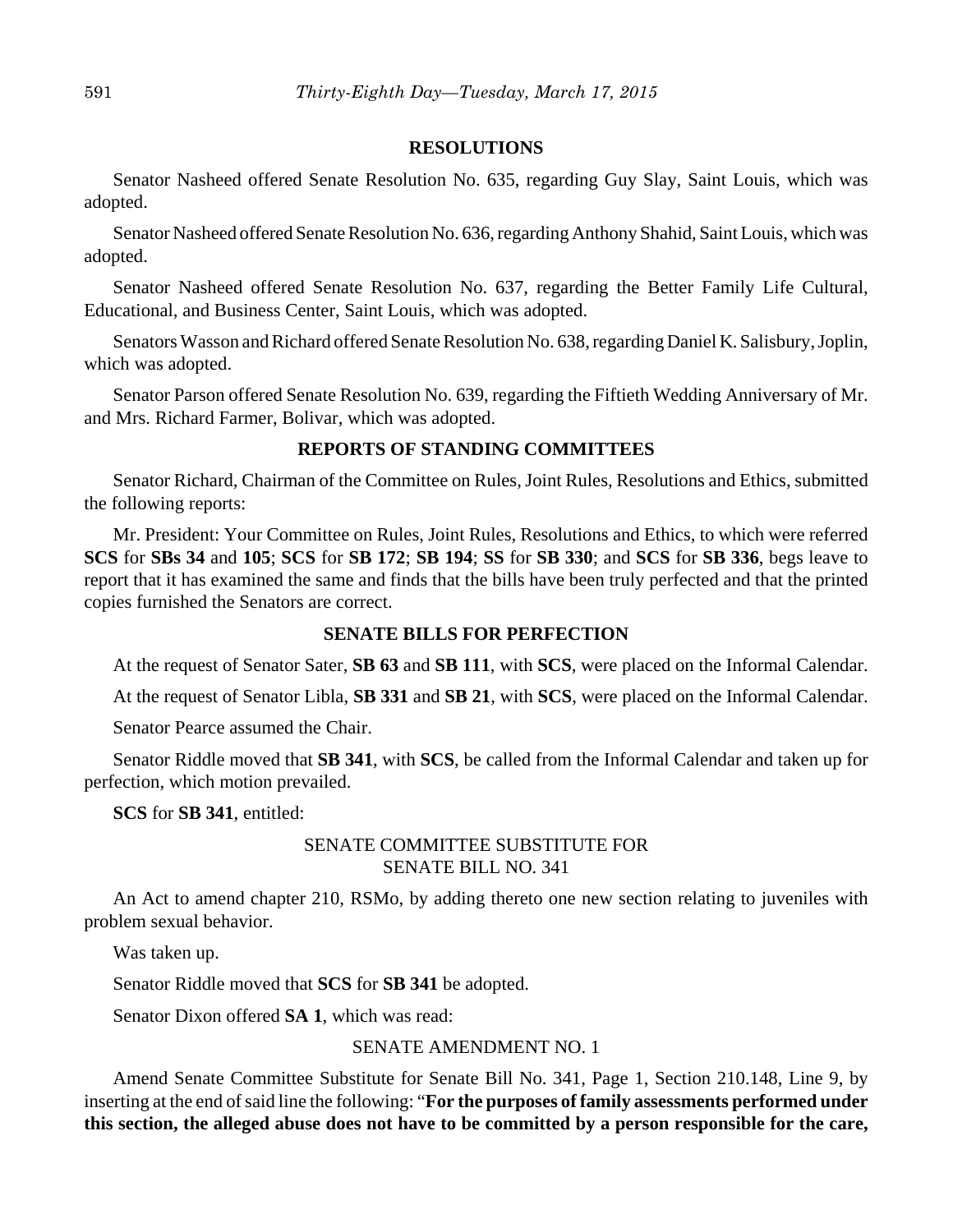## RESOLUTIONS

Senator Nasheed offered Senate Resolution No. 635, regarding Guy Slay, Saint Louis, which was adopted.

Senator Nasheed offered Senate Resolution No. 636, regarding Anthony Shahid, Saint Louis, which was adopted.

Senator Nasheed offered Senate Resolution No. 637, regarding the Better Family Life Cultural, Educational, and Business Center, Saint Louis, which was adopted.

Senators Wasson and Richard offered Senate Resolution No. 638, regarding Daniel K. Salisbury, Joplin, which was adopted.

Senator Parson offered Senate Resolution No. 639, regarding the Fiftieth Wedding Anniversary of Mr. and Mrs. Richard Farmer, Bolivar, which was adopted.

## REPORTS OF STANDING COMMITTEES

Senator Richard, Chairman of the Committee on Rules, Joint Rules, Resolutions and Ethics, submitted the following reports:

Mr. President: Your Committee on Rules, Joint Rules, Resolutions and Ethics, to which were referred **SCS** for **SBs 34** and **105**; **SCS** for **SB 172**; **SB 194**; **SS** for **SB 330**; and **SCS** for **SB 336**, begs leave to report that it has examined the same and finds that the bills have been truly perfected and that the printed copies furnished the Senators are correct.

## SENATE BILLS FOR PERFECTION

At the request of Senator Sater, **SB 63** and **SB 111**, with **SCS**, were placed on the Informal Calendar.

At the request of Senator Libla, **SB 331** and **SB 21**, with **SCS**, were placed on the Informal Calendar.

Senator Pearce assumed the Chair.

Senator Riddle moved that **SB 341**, with **SCS**, be called from the Informal Calendar and taken up for perfection, which motion prevailed.

**SCS** for **SB 341**, entitled:

SENATE COMMITTEE SUBSTITUTE FOR
SENATE BILL NO. 341

An Act to amend chapter 210, RSMo, by adding thereto one new section relating to juveniles with problem sexual behavior.

Was taken up.

Senator Riddle moved that **SCS** for **SB 341** be adopted.

Senator Dixon offered **SA 1**, which was read:

SENATE AMENDMENT NO. 1

Amend Senate Committee Substitute for Senate Bill No. 341, Page 1, Section 210.148, Line 9, by inserting at the end of said line the following: "**For the purposes of family assessments performed under this section, the alleged abuse does not have to be committed by a person responsible for the care,**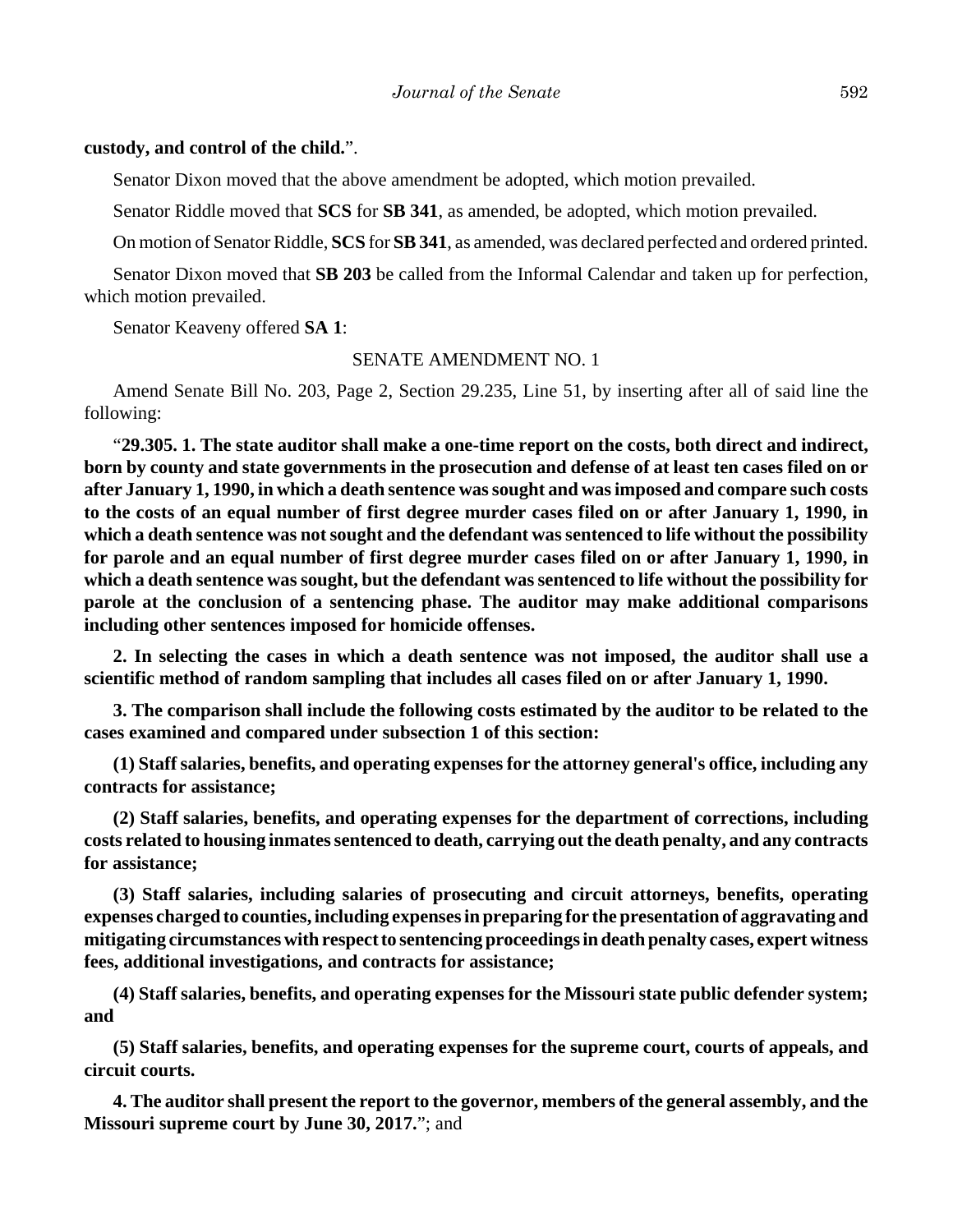**custody, and control of the child.**".

Senator Dixon moved that the above amendment be adopted, which motion prevailed.

Senator Riddle moved that **SCS** for **SB 341**, as amended, be adopted, which motion prevailed.

On motion of Senator Riddle, **SCS** for **SB 341**, as amended, was declared perfected and ordered printed.

Senator Dixon moved that **SB 203** be called from the Informal Calendar and taken up for perfection, which motion prevailed.

Senator Keaveny offered **SA 1**:

SENATE AMENDMENT NO. 1

Amend Senate Bill No. 203, Page 2, Section 29.235, Line 51, by inserting after all of said line the following:

"**29.305. 1. The state auditor shall make a one-time report on the costs, both direct and indirect, born by county and state governments in the prosecution and defense of at least ten cases filed on or after January 1, 1990, in which a death sentence was sought and was imposed and compare such costs to the costs of an equal number of first degree murder cases filed on or after January 1, 1990, in which a death sentence was not sought and the defendant was sentenced to life without the possibility for parole and an equal number of first degree murder cases filed on or after January 1, 1990, in which a death sentence was sought, but the defendant was sentenced to life without the possibility for parole at the conclusion of a sentencing phase. The auditor may make additional comparisons including other sentences imposed for homicide offenses.**

**2. In selecting the cases in which a death sentence was not imposed, the auditor shall use a scientific method of random sampling that includes all cases filed on or after January 1, 1990.**

**3. The comparison shall include the following costs estimated by the auditor to be related to the cases examined and compared under subsection 1 of this section:**

**(1) Staff salaries, benefits, and operating expenses for the attorney general's office, including any contracts for assistance;**

**(2) Staff salaries, benefits, and operating expenses for the department of corrections, including costs related to housing inmates sentenced to death, carrying out the death penalty, and any contracts for assistance;**

**(3) Staff salaries, including salaries of prosecuting and circuit attorneys, benefits, operating expenses charged to counties, including expenses in preparing for the presentation of aggravating and mitigating circumstances with respect to sentencing proceedings in death penalty cases, expert witness fees, additional investigations, and contracts for assistance;**

**(4) Staff salaries, benefits, and operating expenses for the Missouri state public defender system; and**

**(5) Staff salaries, benefits, and operating expenses for the supreme court, courts of appeals, and circuit courts.**

**4. The auditor shall present the report to the governor, members of the general assembly, and the Missouri supreme court by June 30, 2017.**"; and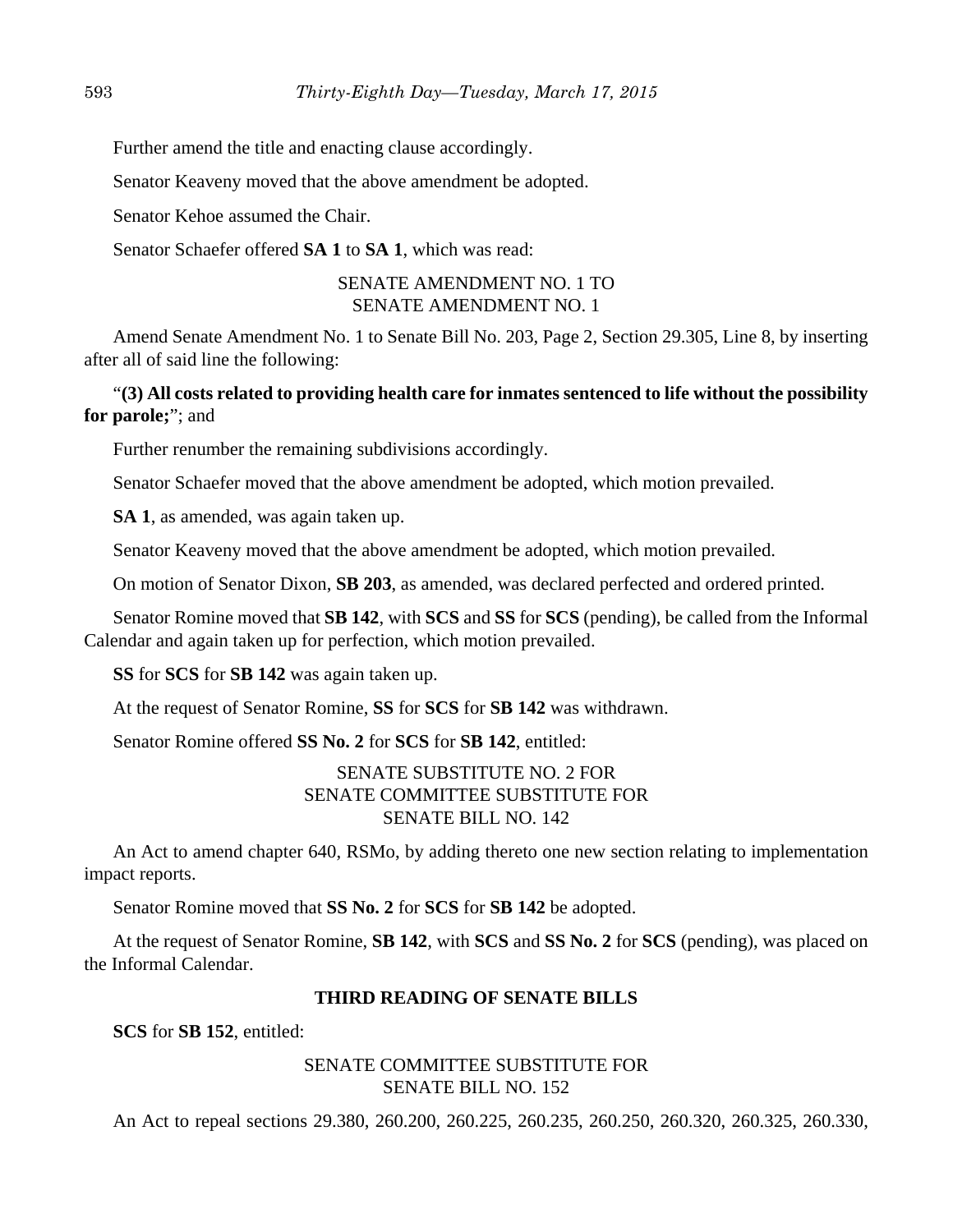Further amend the title and enacting clause accordingly.

Senator Keaveny moved that the above amendment be adopted.

Senator Kehoe assumed the Chair.

Senator Schaefer offered **SA 1** to **SA 1**, which was read:

SENATE AMENDMENT NO. 1 TO
SENATE AMENDMENT NO. 1

Amend Senate Amendment No. 1 to Senate Bill No. 203, Page 2, Section 29.305, Line 8, by inserting after all of said line the following:

"**(3) All costs related to providing health care for inmates sentenced to life without the possibility for parole;**"; and

Further renumber the remaining subdivisions accordingly.

Senator Schaefer moved that the above amendment be adopted, which motion prevailed.

**SA 1**, as amended, was again taken up.

Senator Keaveny moved that the above amendment be adopted, which motion prevailed.

On motion of Senator Dixon, **SB 203**, as amended, was declared perfected and ordered printed.

Senator Romine moved that **SB 142**, with **SCS** and **SS** for **SCS** (pending), be called from the Informal Calendar and again taken up for perfection, which motion prevailed.

**SS** for **SCS** for **SB 142** was again taken up.

At the request of Senator Romine, **SS** for **SCS** for **SB 142** was withdrawn.

Senator Romine offered **SS No. 2** for **SCS** for **SB 142**, entitled:

SENATE SUBSTITUTE NO. 2 FOR
SENATE COMMITTEE SUBSTITUTE FOR
SENATE BILL NO. 142

An Act to amend chapter 640, RSMo, by adding thereto one new section relating to implementation impact reports.

Senator Romine moved that **SS No. 2** for **SCS** for **SB 142** be adopted.

At the request of Senator Romine, **SB 142**, with **SCS** and **SS No. 2** for **SCS** (pending), was placed on the Informal Calendar.

**THIRD READING OF SENATE BILLS**

**SCS** for **SB 152**, entitled:

SENATE COMMITTEE SUBSTITUTE FOR
SENATE BILL NO. 152

An Act to repeal sections 29.380, 260.200, 260.225, 260.235, 260.250, 260.320, 260.325, 260.330,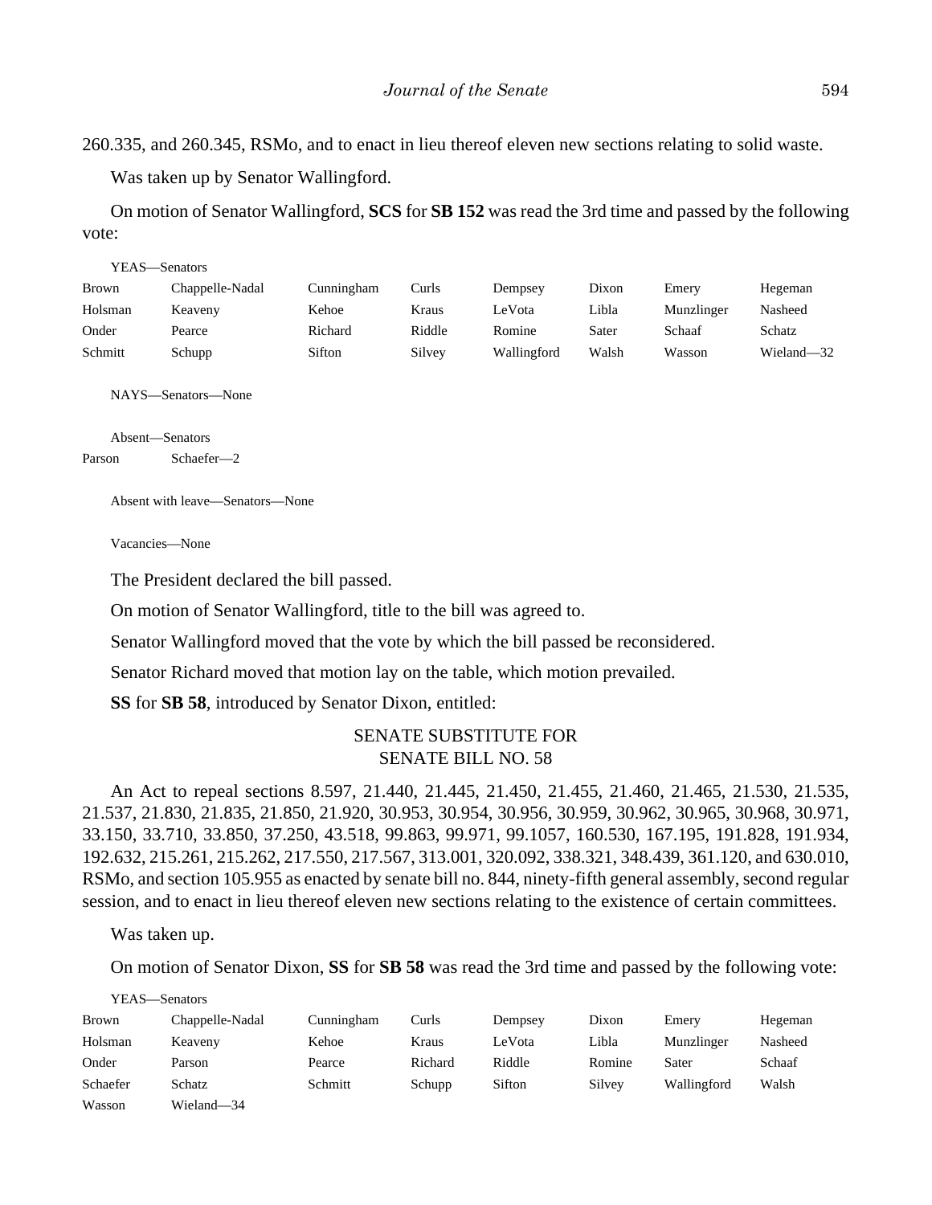260.335, and 260.345, RSMo, and to enact in lieu thereof eleven new sections relating to solid waste.

Was taken up by Senator Wallingford.

On motion of Senator Wallingford, **SCS** for **SB 152** was read the 3rd time and passed by the following vote:

YEAS—Senators

| | | | | | | | |
|---|---|---|---|---|---|---|---|
| Brown | Chappelle-Nadal | Cunningham | Curls | Dempsey | Dixon | Emery | Hegeman |
| Holsman | Keaveny | Kehoe | Kraus | LeVota | Libla | Munzlinger | Nasheed |
| Onder | Pearce | Richard | Riddle | Romine | Sater | Schaaf | Schatz |
| Schmitt | Schupp | Sifton | Silvey | Wallingford | Walsh | Wasson | Wieland—32 |

NAYS—Senators—None

Absent—Senators

| | |
|---|---|
| Parson | Schaefer—2 |

Absent with leave—Senators—None

Vacancies—None

The President declared the bill passed.

On motion of Senator Wallingford, title to the bill was agreed to.

Senator Wallingford moved that the vote by which the bill passed be reconsidered.

Senator Richard moved that motion lay on the table, which motion prevailed.

**SS** for **SB 58**, introduced by Senator Dixon, entitled:

SENATE SUBSTITUTE FOR
SENATE BILL NO. 58

An Act to repeal sections 8.597, 21.440, 21.445, 21.450, 21.455, 21.460, 21.465, 21.530, 21.535, 21.537, 21.830, 21.835, 21.850, 21.920, 30.953, 30.954, 30.956, 30.959, 30.962, 30.965, 30.968, 30.971, 33.150, 33.710, 33.850, 37.250, 43.518, 99.863, 99.971, 99.1057, 160.530, 167.195, 191.828, 191.934, 192.632, 215.261, 215.262, 217.550, 217.567, 313.001, 320.092, 338.321, 348.439, 361.120, and 630.010, RSMo, and section 105.955 as enacted by senate bill no. 844, ninety-fifth general assembly, second regular session, and to enact in lieu thereof eleven new sections relating to the existence of certain committees.

Was taken up.

On motion of Senator Dixon, **SS** for **SB 58** was read the 3rd time and passed by the following vote:

YEAS—Senators

| | | | | | | | |
|---|---|---|---|---|---|---|---|
| Brown | Chappelle-Nadal | Cunningham | Curls | Dempsey | Dixon | Emery | Hegeman |
| Holsman | Keaveny | Kehoe | Kraus | LeVota | Libla | Munzlinger | Nasheed |
| Onder | Parson | Pearce | Richard | Riddle | Romine | Sater | Schaaf |
| Schaefer | Schatz | Schmitt | Schupp | Sifton | Silvey | Wallingford | Walsh |
| Wasson | Wieland—34 | | | | | | |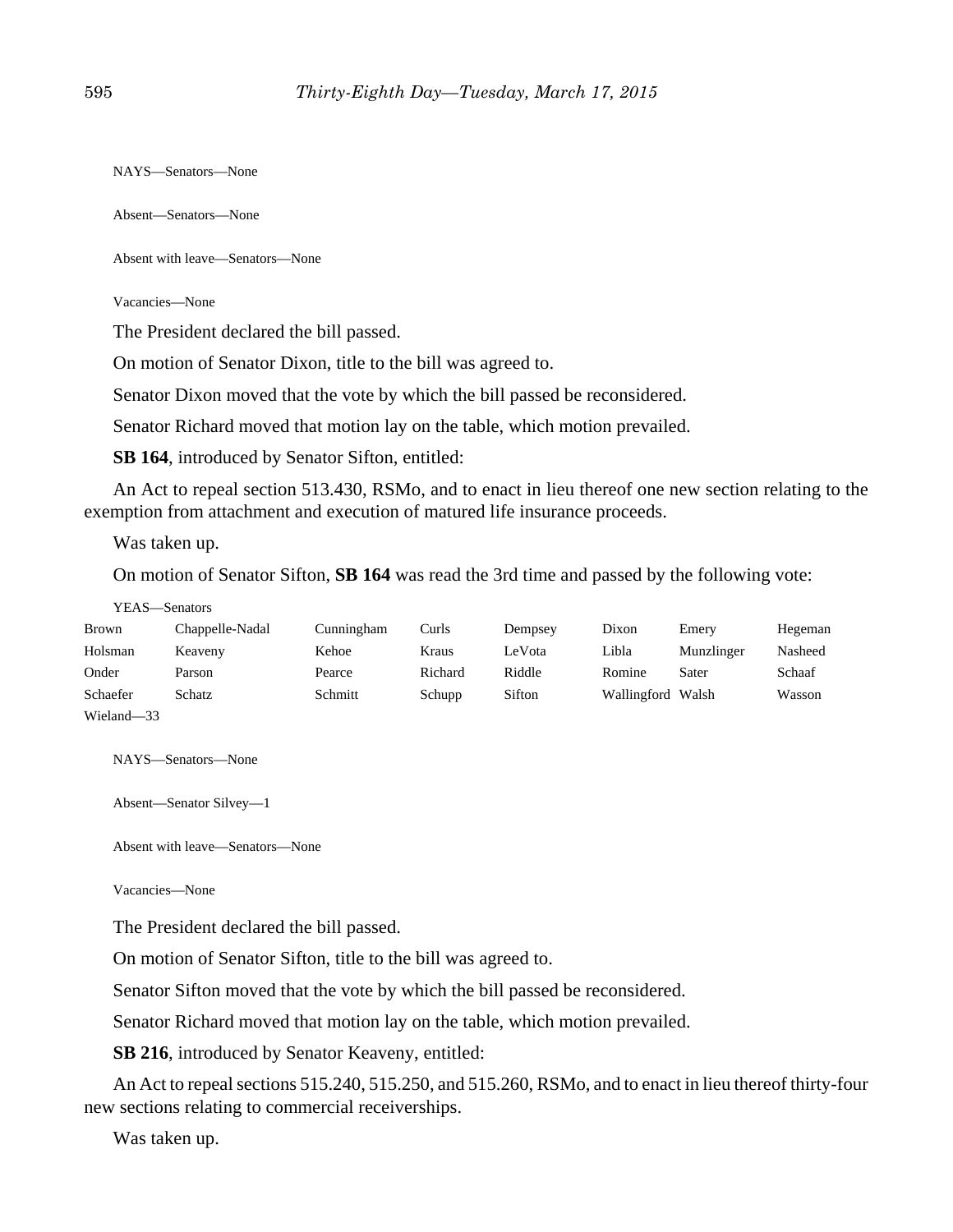NAYS—Senators—None

Absent—Senators—None

Absent with leave—Senators—None

Vacancies—None

The President declared the bill passed.

On motion of Senator Dixon, title to the bill was agreed to.

Senator Dixon moved that the vote by which the bill passed be reconsidered.

Senator Richard moved that motion lay on the table, which motion prevailed.

**SB 164**, introduced by Senator Sifton, entitled:

An Act to repeal section 513.430, RSMo, and to enact in lieu thereof one new section relating to the exemption from attachment and execution of matured life insurance proceeds.

Was taken up.

On motion of Senator Sifton, **SB 164** was read the 3rd time and passed by the following vote:

YEAS—Senators

| | | | | | | | |
|---|---|---|---|---|---|---|---|
| Brown | Chappelle-Nadal | Cunningham | Curls | Dempsey | Dixon | Emery | Hegeman |
| Holsman | Keaveny | Kehoe | Kraus | LeVota | Libla | Munzlinger | Nasheed |
| Onder | Parson | Pearce | Richard | Riddle | Romine | Sater | Schaaf |
| Schaefer | Schatz | Schmitt | Schupp | Sifton | Wallingford | Walsh | Wasson |
| Wieland—33 | | | | | | | |

NAYS—Senators—None

Absent—Senator Silvey—1

Absent with leave—Senators—None

Vacancies—None

The President declared the bill passed.

On motion of Senator Sifton, title to the bill was agreed to.

Senator Sifton moved that the vote by which the bill passed be reconsidered.

Senator Richard moved that motion lay on the table, which motion prevailed.

**SB 216**, introduced by Senator Keaveny, entitled:

An Act to repeal sections 515.240, 515.250, and 515.260, RSMo, and to enact in lieu thereof thirty-four new sections relating to commercial receiverships.

Was taken up.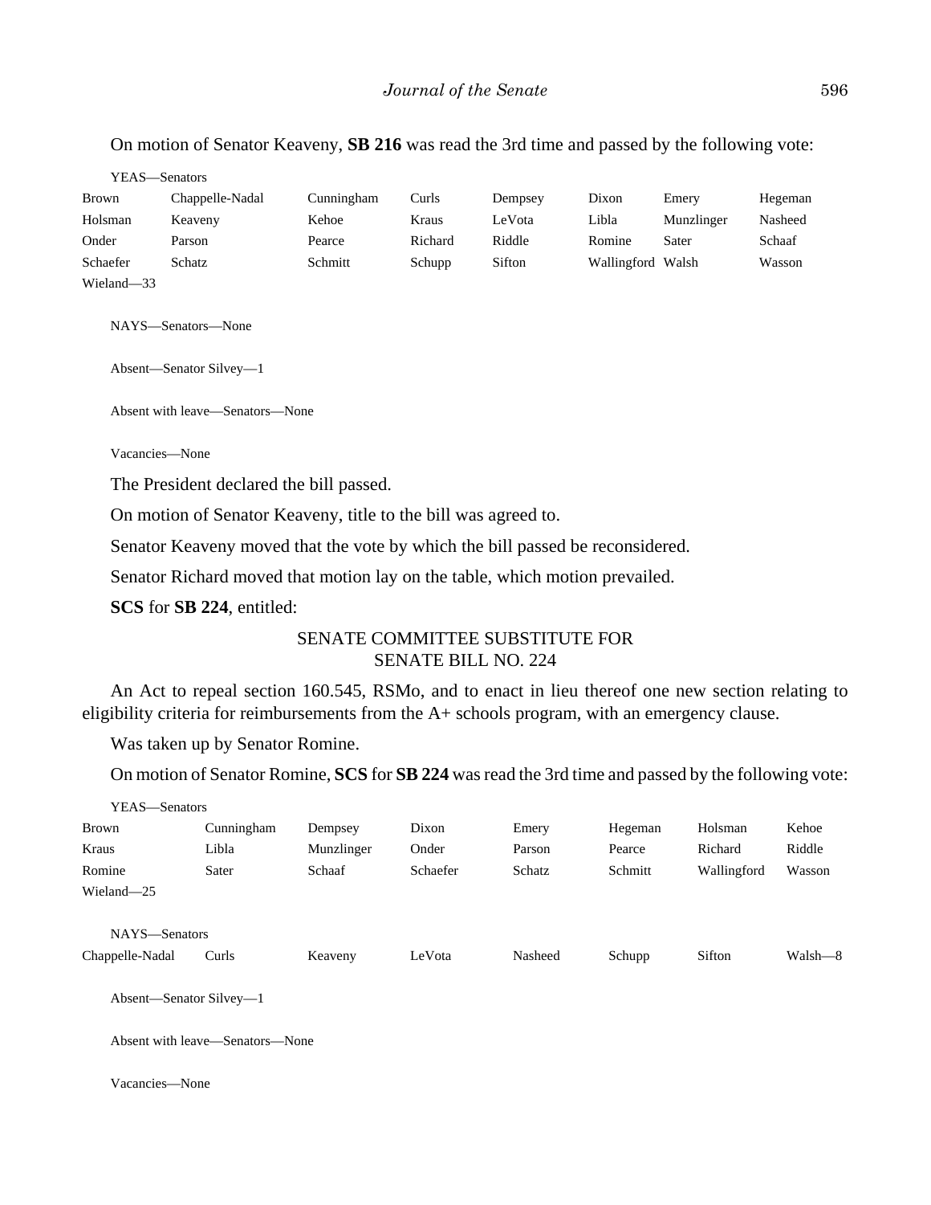On motion of Senator Keaveny, **SB 216** was read the 3rd time and passed by the following vote:

YEAS—Senators

| | | | | | | | |
|---|---|---|---|---|---|---|---|
| Brown | Chappelle-Nadal | Cunningham | Curls | Dempsey | Dixon | Emery | Hegeman |
| Holsman | Keaveny | Kehoe | Kraus | LeVota | Libla | Munzlinger | Nasheed |
| Onder | Parson | Pearce | Richard | Riddle | Romine | Sater | Schaaf |
| Schaefer | Schatz | Schmitt | Schupp | Sifton | Wallingford | Walsh | Wasson |
| Wieland—33 | | | | | | | |

NAYS—Senators—None

Absent—Senator Silvey—1

Absent with leave—Senators—None

Vacancies—None

The President declared the bill passed.

On motion of Senator Keaveny, title to the bill was agreed to.

Senator Keaveny moved that the vote by which the bill passed be reconsidered.

Senator Richard moved that motion lay on the table, which motion prevailed.

**SCS** for **SB 224**, entitled:

SENATE COMMITTEE SUBSTITUTE FOR
SENATE BILL NO. 224

An Act to repeal section 160.545, RSMo, and to enact in lieu thereof one new section relating to eligibility criteria for reimbursements from the A+ schools program, with an emergency clause.

Was taken up by Senator Romine.

On motion of Senator Romine, **SCS** for **SB 224** was read the 3rd time and passed by the following vote:

YEAS—Senators

| | | | | | | | |
|---|---|---|---|---|---|---|---|
| Brown | Cunningham | Dempsey | Dixon | Emery | Hegeman | Holsman | Kehoe |
| Kraus | Libla | Munzlinger | Onder | Parson | Pearce | Richard | Riddle |
| Romine | Sater | Schaaf | Schaefer | Schatz | Schmitt | Wallingford | Wasson |
| Wieland—25 | | | | | | | |

NAYS—Senators

| | | | | | | | |
|---|---|---|---|---|---|---|---|
| Chappelle-Nadal | Curls | Keaveny | LeVota | Nasheed | Schupp | Sifton | Walsh—8 |

Absent—Senator Silvey—1

Absent with leave—Senators—None

Vacancies—None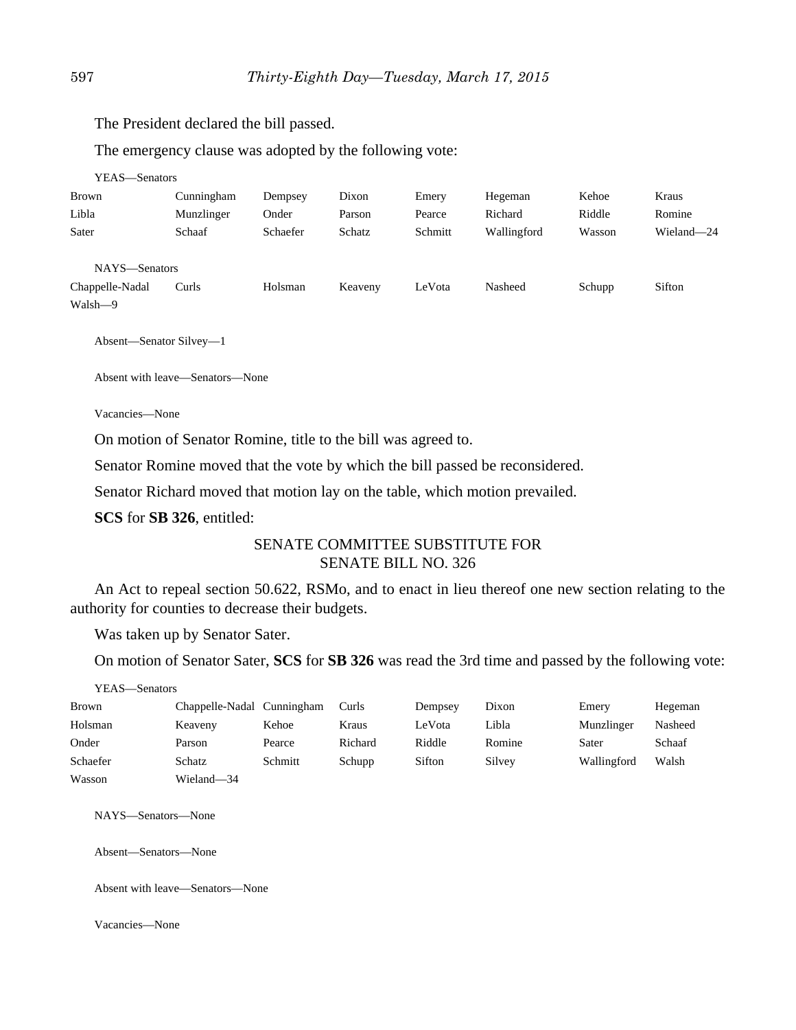The President declared the bill passed.

The emergency clause was adopted by the following vote:

YEAS—Senators

| | | | | | | | |
|---|---|---|---|---|---|---|---|
| Brown | Cunningham | Dempsey | Dixon | Emery | Hegeman | Kehoe | Kraus |
| Libla | Munzlinger | Onder | Parson | Pearce | Richard | Riddle | Romine |
| Sater | Schaaf | Schaefer | Schatz | Schmitt | Wallingford | Wasson | Wieland—24 |

NAYS—Senators

| | | | | | | | |
|---|---|---|---|---|---|---|---|
| Chappelle-Nadal | Curls | Holsman | Keaveny | LeVota | Nasheed | Schupp | Sifton |
| Walsh—9 | | | | | | | |

Absent—Senator Silvey—1

Absent with leave—Senators—None

Vacancies—None

On motion of Senator Romine, title to the bill was agreed to.

Senator Romine moved that the vote by which the bill passed be reconsidered.

Senator Richard moved that motion lay on the table, which motion prevailed.

**SCS** for **SB 326**, entitled:

SENATE COMMITTEE SUBSTITUTE FOR
SENATE BILL NO. 326

An Act to repeal section 50.622, RSMo, and to enact in lieu thereof one new section relating to the authority for counties to decrease their budgets.

Was taken up by Senator Sater.

On motion of Senator Sater, **SCS** for **SB 326** was read the 3rd time and passed by the following vote:

YEAS—Senators

| | | | | | | | |
|---|---|---|---|---|---|---|---|
| Brown | Chappelle-Nadal | Cunningham | Curls | Dempsey | Dixon | Emery | Hegeman |
| Holsman | Keaveny | Kehoe | Kraus | LeVota | Libla | Munzlinger | Nasheed |
| Onder | Parson | Pearce | Richard | Riddle | Romine | Sater | Schaaf |
| Schaefer | Schatz | Schmitt | Schupp | Sifton | Silvey | Wallingford | Walsh |
| Wasson | Wieland—34 | | | | | | |

NAYS—Senators—None

Absent—Senators—None

Absent with leave—Senators—None

Vacancies—None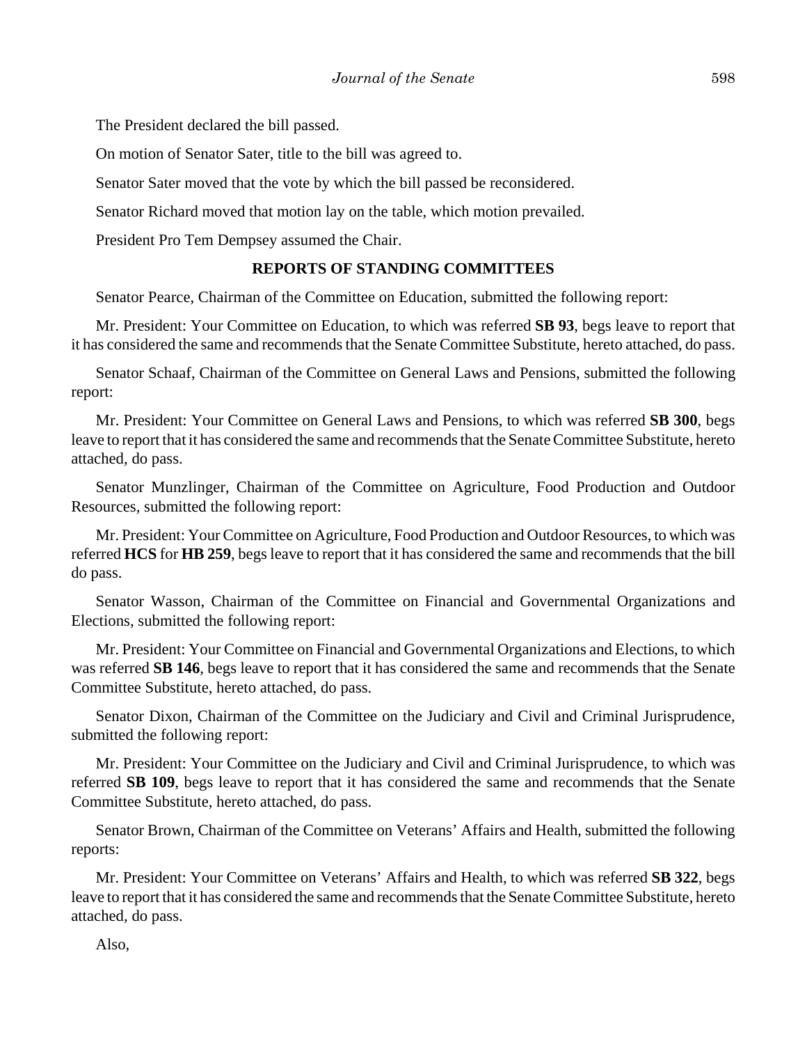The President declared the bill passed.

On motion of Senator Sater, title to the bill was agreed to.

Senator Sater moved that the vote by which the bill passed be reconsidered.

Senator Richard moved that motion lay on the table, which motion prevailed.

President Pro Tem Dempsey assumed the Chair.

## REPORTS OF STANDING COMMITTEES

Senator Pearce, Chairman of the Committee on Education, submitted the following report:

Mr. President: Your Committee on Education, to which was referred **SB 93**, begs leave to report that it has considered the same and recommends that the Senate Committee Substitute, hereto attached, do pass.

Senator Schaaf, Chairman of the Committee on General Laws and Pensions, submitted the following report:

Mr. President: Your Committee on General Laws and Pensions, to which was referred **SB 300**, begs leave to report that it has considered the same and recommends that the Senate Committee Substitute, hereto attached, do pass.

Senator Munzlinger, Chairman of the Committee on Agriculture, Food Production and Outdoor Resources, submitted the following report:

Mr. President: Your Committee on Agriculture, Food Production and Outdoor Resources, to which was referred **HCS** for **HB 259**, begs leave to report that it has considered the same and recommends that the bill do pass.

Senator Wasson, Chairman of the Committee on Financial and Governmental Organizations and Elections, submitted the following report:

Mr. President: Your Committee on Financial and Governmental Organizations and Elections, to which was referred **SB 146**, begs leave to report that it has considered the same and recommends that the Senate Committee Substitute, hereto attached, do pass.

Senator Dixon, Chairman of the Committee on the Judiciary and Civil and Criminal Jurisprudence, submitted the following report:

Mr. President: Your Committee on the Judiciary and Civil and Criminal Jurisprudence, to which was referred **SB 109**, begs leave to report that it has considered the same and recommends that the Senate Committee Substitute, hereto attached, do pass.

Senator Brown, Chairman of the Committee on Veterans' Affairs and Health, submitted the following reports:

Mr. President: Your Committee on Veterans' Affairs and Health, to which was referred **SB 322**, begs leave to report that it has considered the same and recommends that the Senate Committee Substitute, hereto attached, do pass.

Also,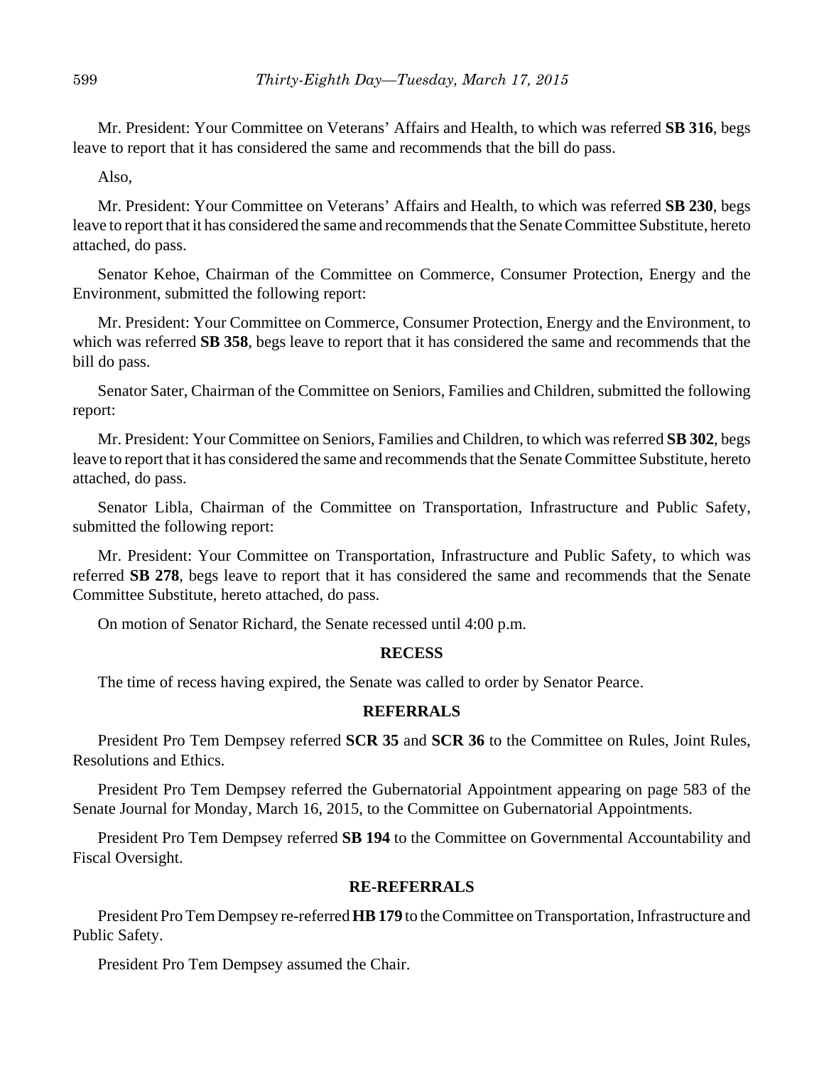Mr. President: Your Committee on Veterans' Affairs and Health, to which was referred **SB 316**, begs leave to report that it has considered the same and recommends that the bill do pass.

Also,

Mr. President: Your Committee on Veterans' Affairs and Health, to which was referred **SB 230**, begs leave to report that it has considered the same and recommends that the Senate Committee Substitute, hereto attached, do pass.

Senator Kehoe, Chairman of the Committee on Commerce, Consumer Protection, Energy and the Environment, submitted the following report:

Mr. President: Your Committee on Commerce, Consumer Protection, Energy and the Environment, to which was referred **SB 358**, begs leave to report that it has considered the same and recommends that the bill do pass.

Senator Sater, Chairman of the Committee on Seniors, Families and Children, submitted the following report:

Mr. President: Your Committee on Seniors, Families and Children, to which was referred **SB 302**, begs leave to report that it has considered the same and recommends that the Senate Committee Substitute, hereto attached, do pass.

Senator Libla, Chairman of the Committee on Transportation, Infrastructure and Public Safety, submitted the following report:

Mr. President: Your Committee on Transportation, Infrastructure and Public Safety, to which was referred **SB 278**, begs leave to report that it has considered the same and recommends that the Senate Committee Substitute, hereto attached, do pass.

On motion of Senator Richard, the Senate recessed until 4:00 p.m.

## RECESS

The time of recess having expired, the Senate was called to order by Senator Pearce.

## REFERRALS

President Pro Tem Dempsey referred **SCR 35** and **SCR 36** to the Committee on Rules, Joint Rules, Resolutions and Ethics.

President Pro Tem Dempsey referred the Gubernatorial Appointment appearing on page 583 of the Senate Journal for Monday, March 16, 2015, to the Committee on Gubernatorial Appointments.

President Pro Tem Dempsey referred **SB 194** to the Committee on Governmental Accountability and Fiscal Oversight.

## RE-REFERRALS

President Pro Tem Dempsey re-referred **HB 179** to the Committee on Transportation, Infrastructure and Public Safety.

President Pro Tem Dempsey assumed the Chair.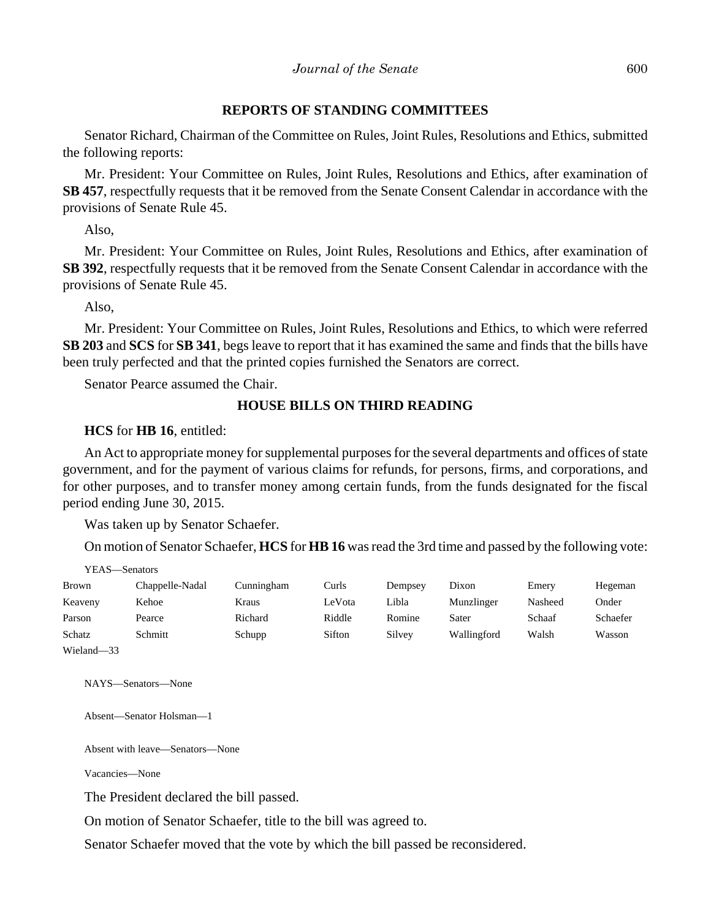## REPORTS OF STANDING COMMITTEES

Senator Richard, Chairman of the Committee on Rules, Joint Rules, Resolutions and Ethics, submitted the following reports:

Mr. President: Your Committee on Rules, Joint Rules, Resolutions and Ethics, after examination of **SB 457**, respectfully requests that it be removed from the Senate Consent Calendar in accordance with the provisions of Senate Rule 45.

Also,

Mr. President: Your Committee on Rules, Joint Rules, Resolutions and Ethics, after examination of **SB 392**, respectfully requests that it be removed from the Senate Consent Calendar in accordance with the provisions of Senate Rule 45.

Also,

Mr. President: Your Committee on Rules, Joint Rules, Resolutions and Ethics, to which were referred **SB 203** and **SCS** for **SB 341**, begs leave to report that it has examined the same and finds that the bills have been truly perfected and that the printed copies furnished the Senators are correct.

Senator Pearce assumed the Chair.

## HOUSE BILLS ON THIRD READING

**HCS** for **HB 16**, entitled:

An Act to appropriate money for supplemental purposes for the several departments and offices of state government, and for the payment of various claims for refunds, for persons, firms, and corporations, and for other purposes, and to transfer money among certain funds, from the funds designated for the fiscal period ending June 30, 2015.

Was taken up by Senator Schaefer.

On motion of Senator Schaefer, **HCS** for **HB 16** was read the 3rd time and passed by the following vote:

YEAS—Senators

| | | | | | | | |
|---|---|---|---|---|---|---|---|
| Brown | Chappelle-Nadal | Cunningham | Curls | Dempsey | Dixon | Emery | Hegeman |
| Keaveny | Kehoe | Kraus | LeVota | Libla | Munzlinger | Nasheed | Onder |
| Parson | Pearce | Richard | Riddle | Romine | Sater | Schaaf | Schaefer |
| Schatz | Schmitt | Schupp | Sifton | Silvey | Wallingford | Walsh | Wasson |
| Wieland—33 | | | | | | | |

NAYS—Senators—None

Absent—Senator Holsman—1

Absent with leave—Senators—None

Vacancies—None

The President declared the bill passed.

On motion of Senator Schaefer, title to the bill was agreed to.

Senator Schaefer moved that the vote by which the bill passed be reconsidered.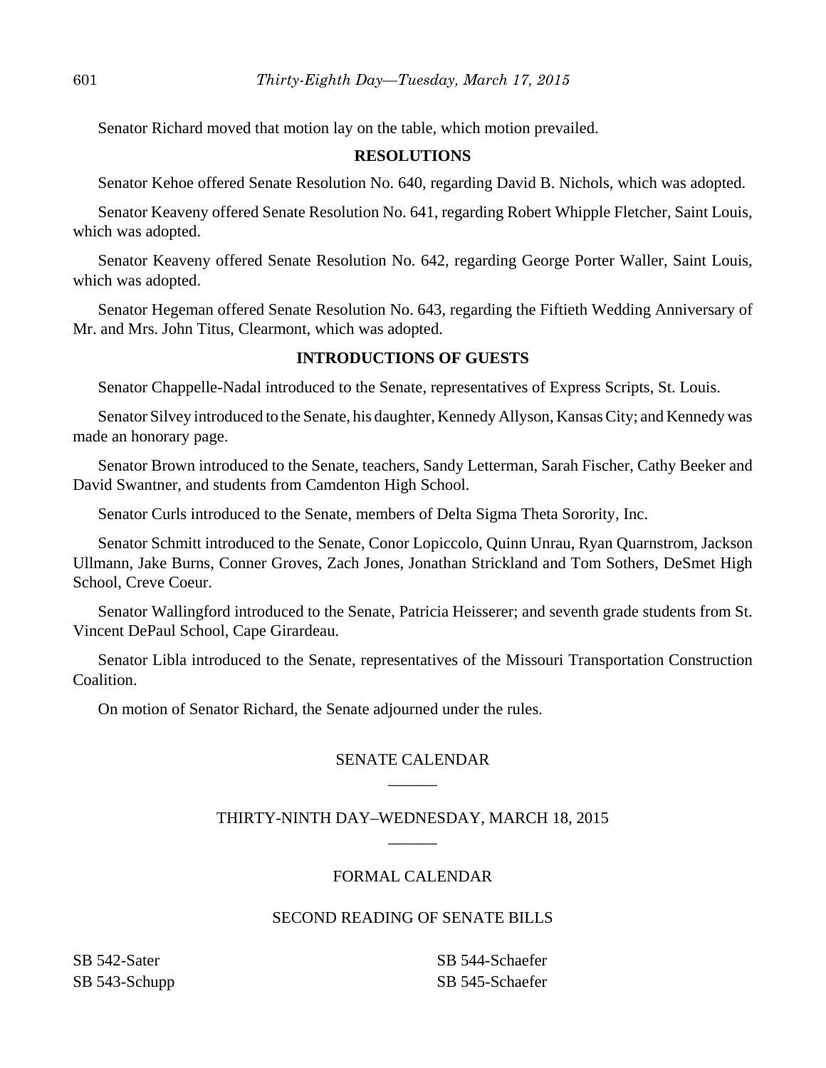Senator Richard moved that motion lay on the table, which motion prevailed.

## RESOLUTIONS

Senator Kehoe offered Senate Resolution No. 640, regarding David B. Nichols, which was adopted.

Senator Keaveny offered Senate Resolution No. 641, regarding Robert Whipple Fletcher, Saint Louis, which was adopted.

Senator Keaveny offered Senate Resolution No. 642, regarding George Porter Waller, Saint Louis, which was adopted.

Senator Hegeman offered Senate Resolution No. 643, regarding the Fiftieth Wedding Anniversary of Mr. and Mrs. John Titus, Clearmont, which was adopted.

## INTRODUCTIONS OF GUESTS

Senator Chappelle-Nadal introduced to the Senate, representatives of Express Scripts, St. Louis.

Senator Silvey introduced to the Senate, his daughter, Kennedy Allyson, Kansas City; and Kennedy was made an honorary page.

Senator Brown introduced to the Senate, teachers, Sandy Letterman, Sarah Fischer, Cathy Beeker and David Swantner, and students from Camdenton High School.

Senator Curls introduced to the Senate, members of Delta Sigma Theta Sorority, Inc.

Senator Schmitt introduced to the Senate, Conor Lopiccolo, Quinn Unrau, Ryan Quarnstrom, Jackson Ullmann, Jake Burns, Conner Groves, Zach Jones, Jonathan Strickland and Tom Sothers, DeSmet High School, Creve Coeur.

Senator Wallingford introduced to the Senate, Patricia Heisserer; and seventh grade students from St. Vincent DePaul School, Cape Girardeau.

Senator Libla introduced to the Senate, representatives of the Missouri Transportation Construction Coalition.

On motion of Senator Richard, the Senate adjourned under the rules.

## SENATE CALENDAR

______

## THIRTY-NINTH DAY–WEDNESDAY, MARCH 18, 2015

______

## FORMAL CALENDAR

### SECOND READING OF SENATE BILLS

SB 542-Sater
SB 543-Schupp
SB 544-Schaefer
SB 545-Schaefer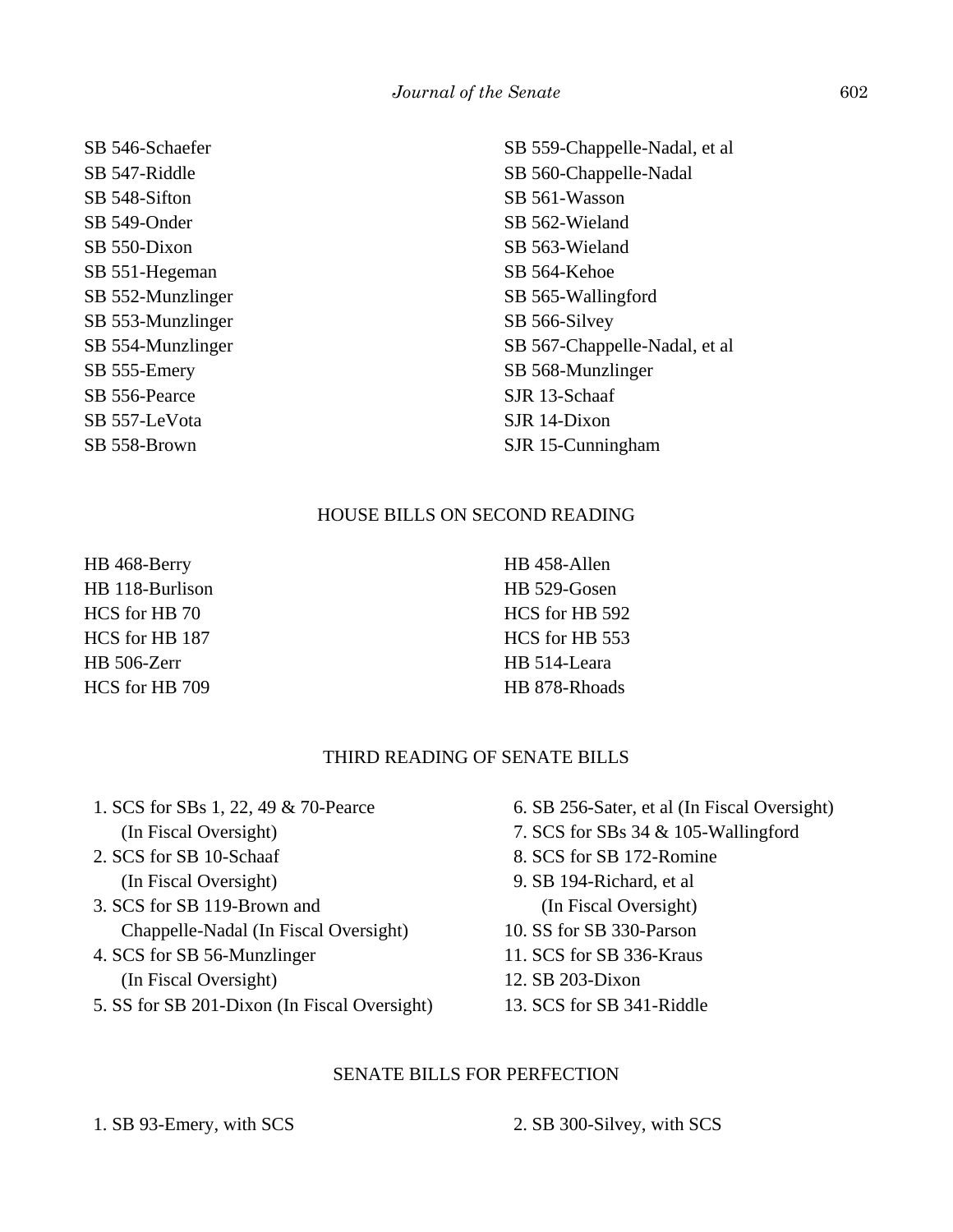SB 546-Schaefer
SB 547-Riddle
SB 548-Sifton
SB 549-Onder
SB 550-Dixon
SB 551-Hegeman
SB 552-Munzlinger
SB 553-Munzlinger
SB 554-Munzlinger
SB 555-Emery
SB 556-Pearce
SB 557-LeVota
SB 558-Brown
SB 559-Chappelle-Nadal, et al
SB 560-Chappelle-Nadal
SB 561-Wasson
SB 562-Wieland
SB 563-Wieland
SB 564-Kehoe
SB 565-Wallingford
SB 566-Silvey
SB 567-Chappelle-Nadal, et al
SB 568-Munzlinger
SJR 13-Schaaf
SJR 14-Dixon
SJR 15-Cunningham

## HOUSE BILLS ON SECOND READING

HB 468-Berry
HB 118-Burlison
HCS for HB 70
HCS for HB 187
HB 506-Zerr
HCS for HB 709
HB 458-Allen
HB 529-Gosen
HCS for HB 592
HCS for HB 553
HB 514-Leara
HB 878-Rhoads

## THIRD READING OF SENATE BILLS

1. SCS for SBs 1, 22, 49 & 70-Pearce (In Fiscal Oversight)
2. SCS for SB 10-Schaaf (In Fiscal Oversight)
3. SCS for SB 119-Brown and Chappelle-Nadal (In Fiscal Oversight)
4. SCS for SB 56-Munzlinger (In Fiscal Oversight)
5. SS for SB 201-Dixon (In Fiscal Oversight)
6. SB 256-Sater, et al (In Fiscal Oversight)
7. SCS for SBs 34 & 105-Wallingford
8. SCS for SB 172-Romine
9. SB 194-Richard, et al (In Fiscal Oversight)
10. SS for SB 330-Parson
11. SCS for SB 336-Kraus
12. SB 203-Dixon
13. SCS for SB 341-Riddle

## SENATE BILLS FOR PERFECTION

1. SB 93-Emery, with SCS
2. SB 300-Silvey, with SCS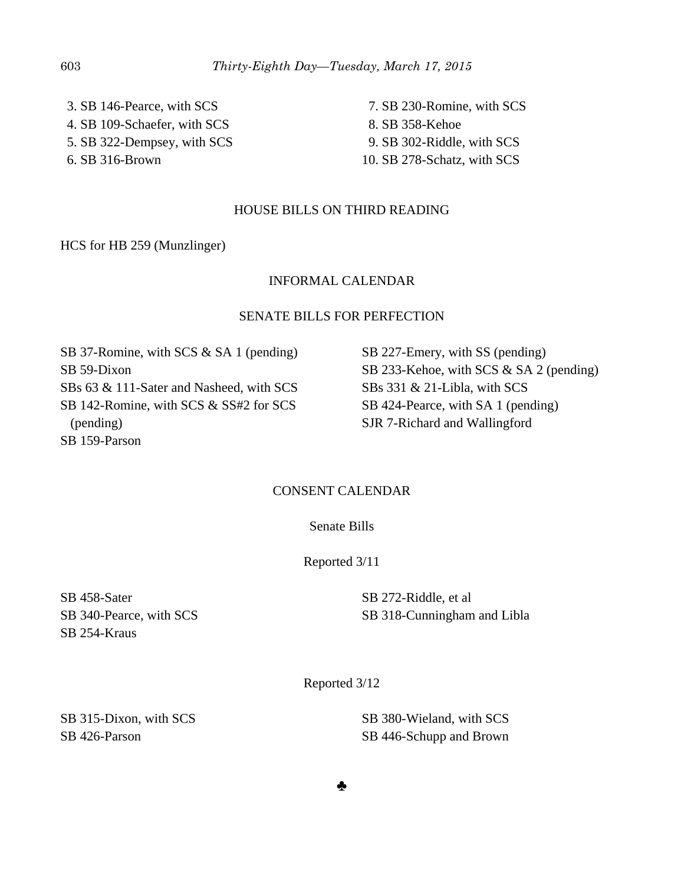3. SB 146-Pearce, with SCS
4. SB 109-Schaefer, with SCS
5. SB 322-Dempsey, with SCS
6. SB 316-Brown
7. SB 230-Romine, with SCS
8. SB 358-Kehoe
9. SB 302-Riddle, with SCS
10. SB 278-Schatz, with SCS

HOUSE BILLS ON THIRD READING

HCS for HB 259 (Munzlinger)

INFORMAL CALENDAR

SENATE BILLS FOR PERFECTION

SB 37-Romine, with SCS & SA 1 (pending)
SB 59-Dixon
SBs 63 & 111-Sater and Nasheed, with SCS
SB 142-Romine, with SCS & SS#2 for SCS (pending)
SB 159-Parson
SB 227-Emery, with SS (pending)
SB 233-Kehoe, with SCS & SA 2 (pending)
SBs 331 & 21-Libla, with SCS
SB 424-Pearce, with SA 1 (pending)
SJR 7-Richard and Wallingford

CONSENT CALENDAR

Senate Bills

Reported 3/11

SB 458-Sater
SB 340-Pearce, with SCS
SB 254-Kraus
SB 272-Riddle, et al
SB 318-Cunningham and Libla

Reported 3/12

SB 315-Dixon, with SCS
SB 426-Parson
SB 380-Wieland, with SCS
SB 446-Schupp and Brown

♣